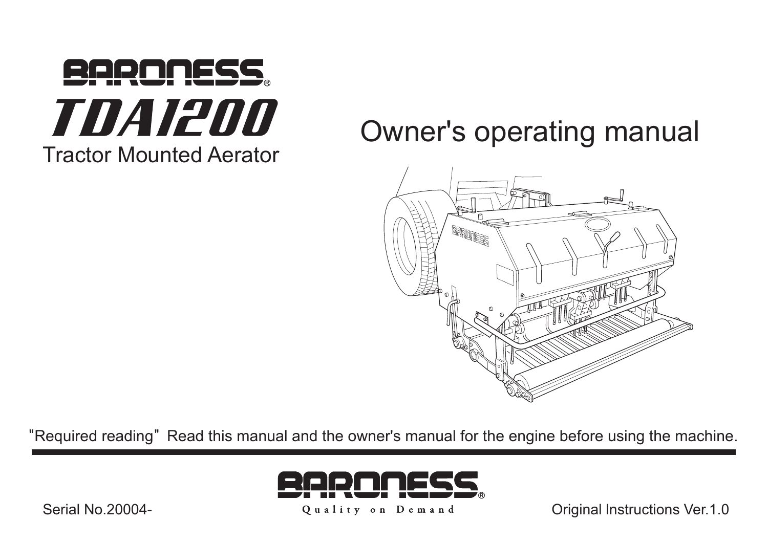# BARONESS®

# TDA1200

## Tractor Mounted Aerator

# Owner's operating manual

"Required reading" Read this manual and the owner's manual for the engine before using the machine.

BARONESS®

Quality on Demand

Serial No.20004-

Original Instructions Ver.1.0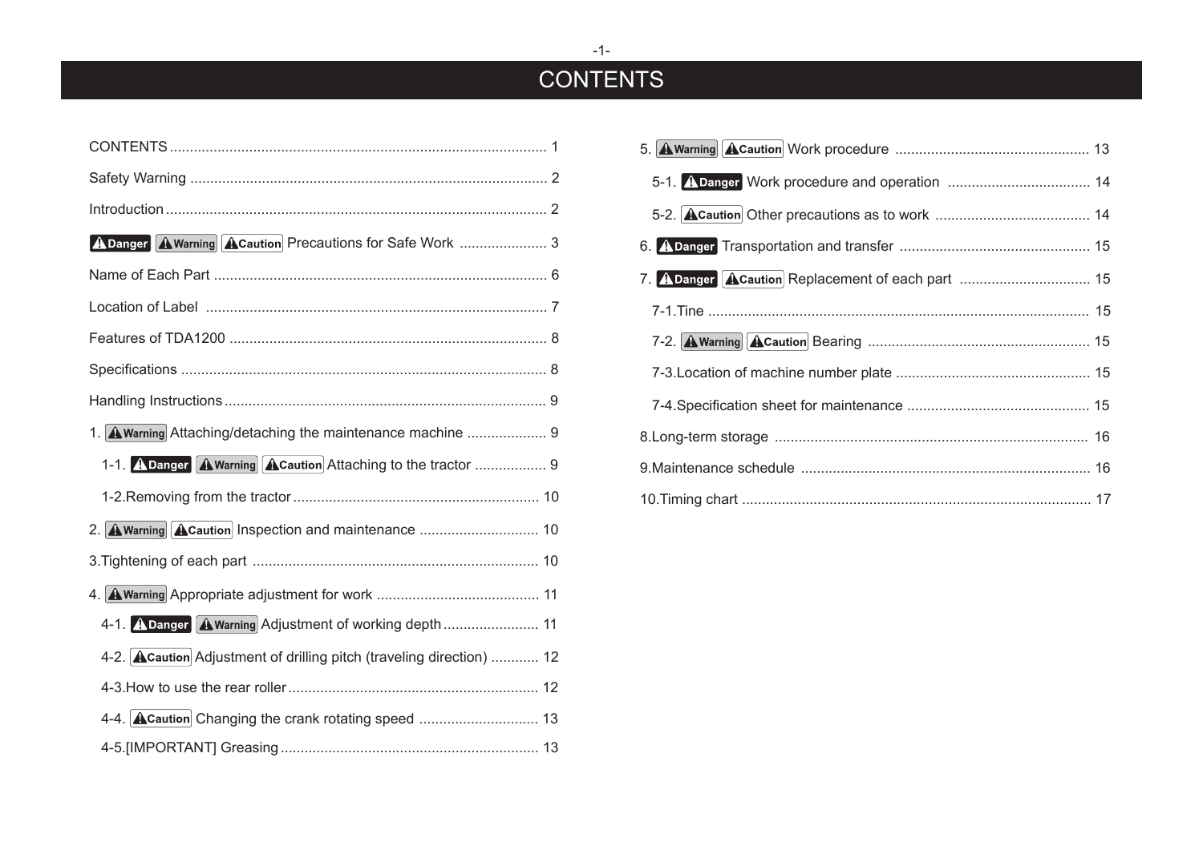# CONTENTS

CONTENTS ........................................................................................... 1

Safety Warning ....................................................................................... 2

Introduction ............................................................................................ 2

Danger Warning Caution Precautions for Safe Work ...................... 3

Name of Each Part .................................................................................. 6

Location of Label .................................................................................... 7

Features of TDA1200 .............................................................................. 8

Specifications .......................................................................................... 8

Handling Instructions ............................................................................. 9

1. Warning Attaching/detaching the maintenance machine .................... 9

   1-1. Danger Warning Caution Attaching to the tractor .................. 9

   1-2.Removing from the tractor ............................................................ 10

2. Warning Caution Inspection and maintenance ............................. 10

3.Tightening of each part ....................................................................... 10

4. Warning Appropriate adjustment for work ......................................... 11

   4-1. Danger Warning Adjustment of working depth ........................ 11

   4-2. Caution Adjustment of drilling pitch (traveling direction) ............ 12

   4-3.How to use the rear roller .............................................................. 12

   4-4. Caution Changing the crank rotating speed ............................. 13

   4-5.[IMPORTANT] Greasing ................................................................ 13

5. Warning Caution Work procedure ................................................ 13

   5-1. Danger Work procedure and operation ................................... 14

   5-2. Caution Other precautions as to work ...................................... 14

6. Danger Transportation and transfer ............................................... 15

7. Danger Caution Replacement of each part ................................. 15

   7-1.Tine .............................................................................................. 15

   7-2. Warning Caution Bearing ....................................................... 15

   7-3.Location of machine number plate ............................................... 15

   7-4.Specification sheet for maintenance ............................................. 15

8.Long-term storage ............................................................................. 16

9.Maintenance schedule ........................................................................ 16

10.Timing chart ...................................................................................... 17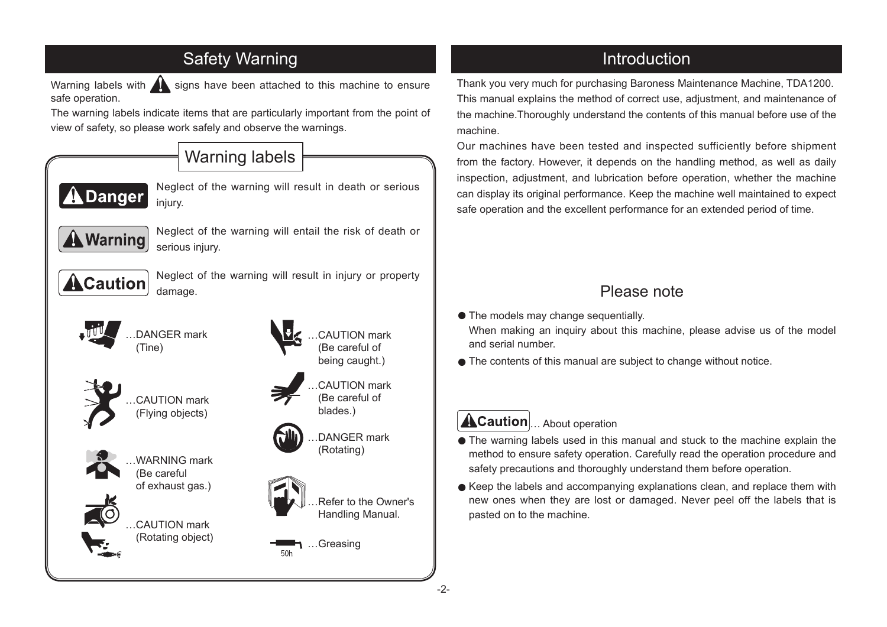# Safety Warning

Warning labels with ⚠ signs have been attached to this machine to ensure safe operation.

The warning labels indicate items that are particularly important from the point of view of safety, so please work safely and observe the warnings.

## Warning labels

**⚠Danger** Neglect of the warning will result in death or serious injury.

**⚠Warning** Neglect of the warning will entail the risk of death or serious injury.

**⚠Caution** Neglect of the warning will result in injury or property damage.

…DANGER mark (Tine)

…CAUTION mark (Flying objects)

…WARNING mark (Be careful of exhaust gas.)

…CAUTION mark (Rotating object)

…CAUTION mark (Be careful of being caught.)

…CAUTION mark (Be careful of blades.)

…DANGER mark (Rotating)

…Refer to the Owner's Handling Manual.

50h …Greasing

# Introduction

Thank you very much for purchasing Baroness Maintenance Machine, TDA1200. This manual explains the method of correct use, adjustment, and maintenance of the machine.Thoroughly understand the contents of this manual before use of the machine.

Our machines have been tested and inspected sufficiently before shipment from the factory. However, it depends on the handling method, as well as daily inspection, adjustment, and lubrication before operation, whether the machine can display its original performance. Keep the machine well maintained to expect safe operation and the excellent performance for an extended period of time.

## Please note

- The models may change sequentially.
  When making an inquiry about this machine, please advise us of the model and serial number.
- The contents of this manual are subject to change without notice.

**⚠Caution** … About operation

- The warning labels used in this manual and stuck to the machine explain the method to ensure safety operation. Carefully read the operation procedure and safety precautions and thoroughly understand them before operation.
- Keep the labels and accompanying explanations clean, and replace them with new ones when they are lost or damaged. Never peel off the labels that is pasted on to the machine.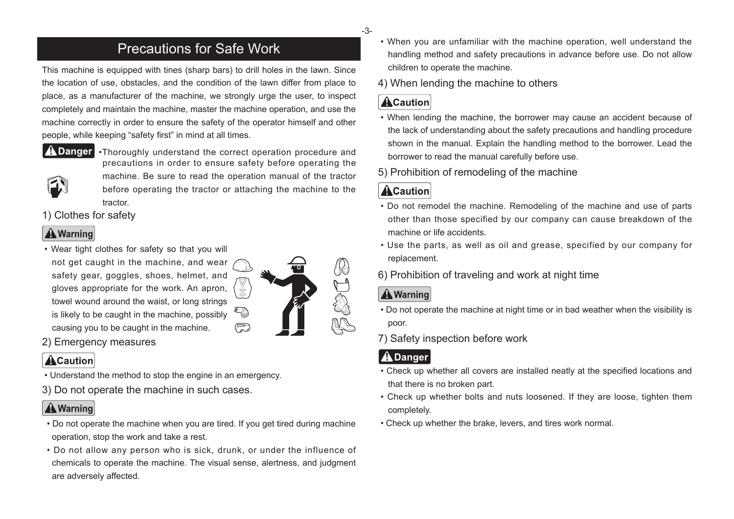# Precautions for Safe Work

This machine is equipped with tines (sharp bars) to drill holes in the lawn. Since the location of use, obstacles, and the condition of the lawn differ from place to place, as a manufacturer of the machine, we strongly urge the user, to inspect completely and maintain the machine, master the machine operation, and use the machine correctly in order to ensure the safety of the operator himself and other people, while keeping "safety first" in mind at all times.

**⚠Danger** •Thoroughly understand the correct operation procedure and precautions in order to ensure safety before operating the machine. Be sure to read the operation manual of the tractor before operating the tractor or attaching the machine to the tractor.

## 1) Clothes for safety

**⚠Warning**

- Wear tight clothes for safety so that you will not get caught in the machine, and wear safety gear, goggles, shoes, helmet, and gloves appropriate for the work. An apron, towel wound around the waist, or long strings is likely to be caught in the machine, possibly causing you to be caught in the machine.

## 2) Emergency measures

**⚠Caution**

- Understand the method to stop the engine in an emergency.

## 3) Do not operate the machine in such cases.

**⚠Warning**

- Do not operate the machine when you are tired. If you get tired during machine operation, stop the work and take a rest.
- Do not allow any person who is sick, drunk, or under the influence of chemicals to operate the machine. The visual sense, alertness, and judgment are adversely affected.
- When you are unfamiliar with the machine operation, well understand the handling method and safety precautions in advance before use. Do not allow children to operate the machine.

## 4) When lending the machine to others

**⚠Caution**

- When lending the machine, the borrower may cause an accident because of the lack of understanding about the safety precautions and handling procedure shown in the manual. Explain the handling method to the borrower. Lead the borrower to read the manual carefully before use.

## 5) Prohibition of remodeling of the machine

**⚠Caution**

- Do not remodel the machine. Remodeling of the machine and use of parts other than those specified by our company can cause breakdown of the machine or life accidents.
- Use the parts, as well as oil and grease, specified by our company for replacement.

## 6) Prohibition of traveling and work at night time

**⚠Warning**

- Do not operate the machine at night time or in bad weather when the visibility is poor.

## 7) Safety inspection before work

**⚠Danger**

- Check up whether all covers are installed neatly at the specified locations and that there is no broken part.
- Check up whether bolts and nuts loosened. If they are loose, tighten them completely.
- Check up whether the brake, levers, and tires work normal.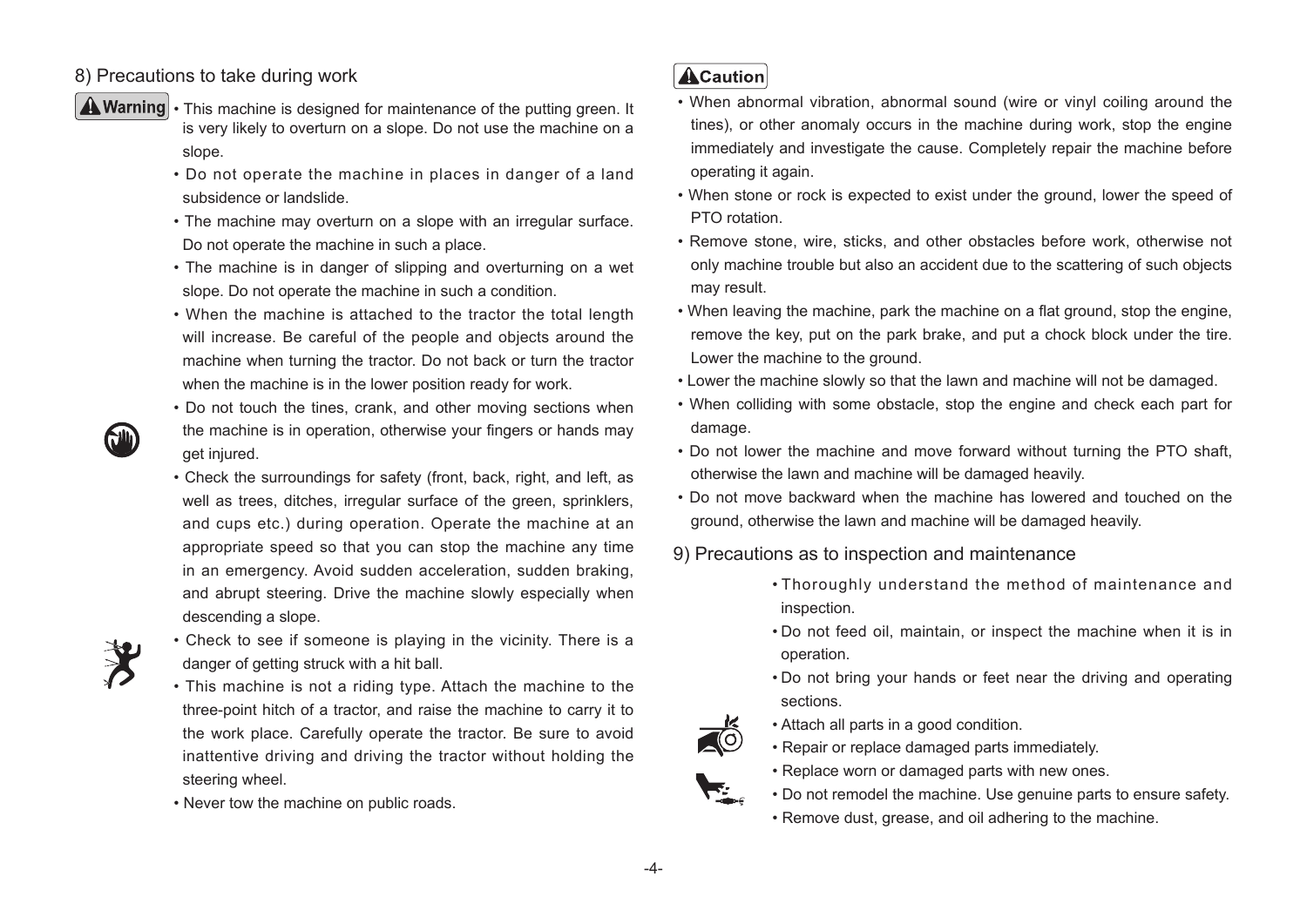## 8) Precautions to take during work

**⚠ Warning**

- This machine is designed for maintenance of the putting green. It is very likely to overturn on a slope. Do not use the machine on a slope.
- Do not operate the machine in places in danger of a land subsidence or landslide.
- The machine may overturn on a slope with an irregular surface. Do not operate the machine in such a place.
- The machine is in danger of slipping and overturning on a wet slope. Do not operate the machine in such a condition.
- When the machine is attached to the tractor the total length will increase. Be careful of the people and objects around the machine when turning the tractor. Do not back or turn the tractor when the machine is in the lower position ready for work.
- Do not touch the tines, crank, and other moving sections when the machine is in operation, otherwise your fingers or hands may get injured.
- Check the surroundings for safety (front, back, right, and left, as well as trees, ditches, irregular surface of the green, sprinklers, and cups etc.) during operation. Operate the machine at an appropriate speed so that you can stop the machine any time in an emergency. Avoid sudden acceleration, sudden braking, and abrupt steering. Drive the machine slowly especially when descending a slope.
- Check to see if someone is playing in the vicinity. There is a danger of getting struck with a hit ball.
- This machine is not a riding type. Attach the machine to the three-point hitch of a tractor, and raise the machine to carry it to the work place. Carefully operate the tractor. Be sure to avoid inattentive driving and driving the tractor without holding the steering wheel.
- Never tow the machine on public roads.

**⚠ Caution**

- When abnormal vibration, abnormal sound (wire or vinyl coiling around the tines), or other anomaly occurs in the machine during work, stop the engine immediately and investigate the cause. Completely repair the machine before operating it again.
- When stone or rock is expected to exist under the ground, lower the speed of PTO rotation.
- Remove stone, wire, sticks, and other obstacles before work, otherwise not only machine trouble but also an accident due to the scattering of such objects may result.
- When leaving the machine, park the machine on a flat ground, stop the engine, remove the key, put on the park brake, and put a chock block under the tire. Lower the machine to the ground.
- Lower the machine slowly so that the lawn and machine will not be damaged.
- When colliding with some obstacle, stop the engine and check each part for damage.
- Do not lower the machine and move forward without turning the PTO shaft, otherwise the lawn and machine will be damaged heavily.
- Do not move backward when the machine has lowered and touched on the ground, otherwise the lawn and machine will be damaged heavily.

## 9) Precautions as to inspection and maintenance

- Thoroughly understand the method of maintenance and inspection.
- Do not feed oil, maintain, or inspect the machine when it is in operation.
- Do not bring your hands or feet near the driving and operating sections.
- Attach all parts in a good condition.
- Repair or replace damaged parts immediately.
- Replace worn or damaged parts with new ones.
- Do not remodel the machine. Use genuine parts to ensure safety.
- Remove dust, grease, and oil adhering to the machine.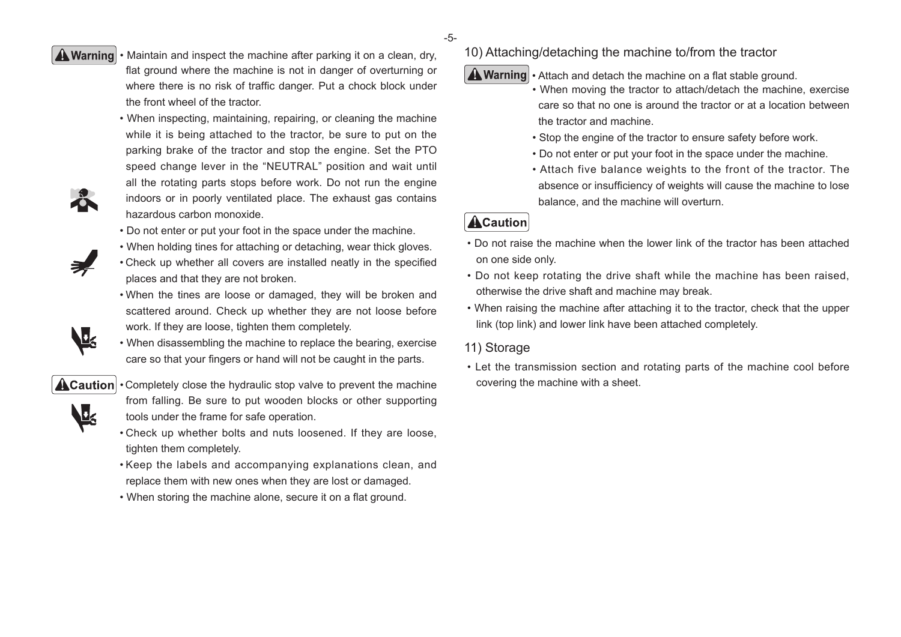**Warning**

- Maintain and inspect the machine after parking it on a clean, dry, flat ground where the machine is not in danger of overturning or where there is no risk of traffic danger. Put a chock block under the front wheel of the tractor.
- When inspecting, maintaining, repairing, or cleaning the machine while it is being attached to the tractor, be sure to put on the parking brake of the tractor and stop the engine. Set the PTO speed change lever in the "NEUTRAL" position and wait until all the rotating parts stops before work. Do not run the engine indoors or in poorly ventilated place. The exhaust gas contains hazardous carbon monoxide.
- Do not enter or put your foot in the space under the machine.
- When holding tines for attaching or detaching, wear thick gloves.
- Check up whether all covers are installed neatly in the specified places and that they are not broken.
- When the tines are loose or damaged, they will be broken and scattered around. Check up whether they are not loose before work. If they are loose, tighten them completely.
- When disassembling the machine to replace the bearing, exercise care so that your fingers or hand will not be caught in the parts.

**Caution**

- Completely close the hydraulic stop valve to prevent the machine from falling. Be sure to put wooden blocks or other supporting tools under the frame for safe operation.
- Check up whether bolts and nuts loosened. If they are loose, tighten them completely.
- Keep the labels and accompanying explanations clean, and replace them with new ones when they are lost or damaged.
- When storing the machine alone, secure it on a flat ground.

## 10) Attaching/detaching the machine to/from the tractor

**Warning**

- Attach and detach the machine on a flat stable ground.
- When moving the tractor to attach/detach the machine, exercise care so that no one is around the tractor or at a location between the tractor and machine.
- Stop the engine of the tractor to ensure safety before work.
- Do not enter or put your foot in the space under the machine.
- Attach five balance weights to the front of the tractor. The absence or insufficiency of weights will cause the machine to lose balance, and the machine will overturn.

**Caution**

- Do not raise the machine when the lower link of the tractor has been attached on one side only.
- Do not keep rotating the drive shaft while the machine has been raised, otherwise the drive shaft and machine may break.
- When raising the machine after attaching it to the tractor, check that the upper link (top link) and lower link have been attached completely.

## 11) Storage

- Let the transmission section and rotating parts of the machine cool before covering the machine with a sheet.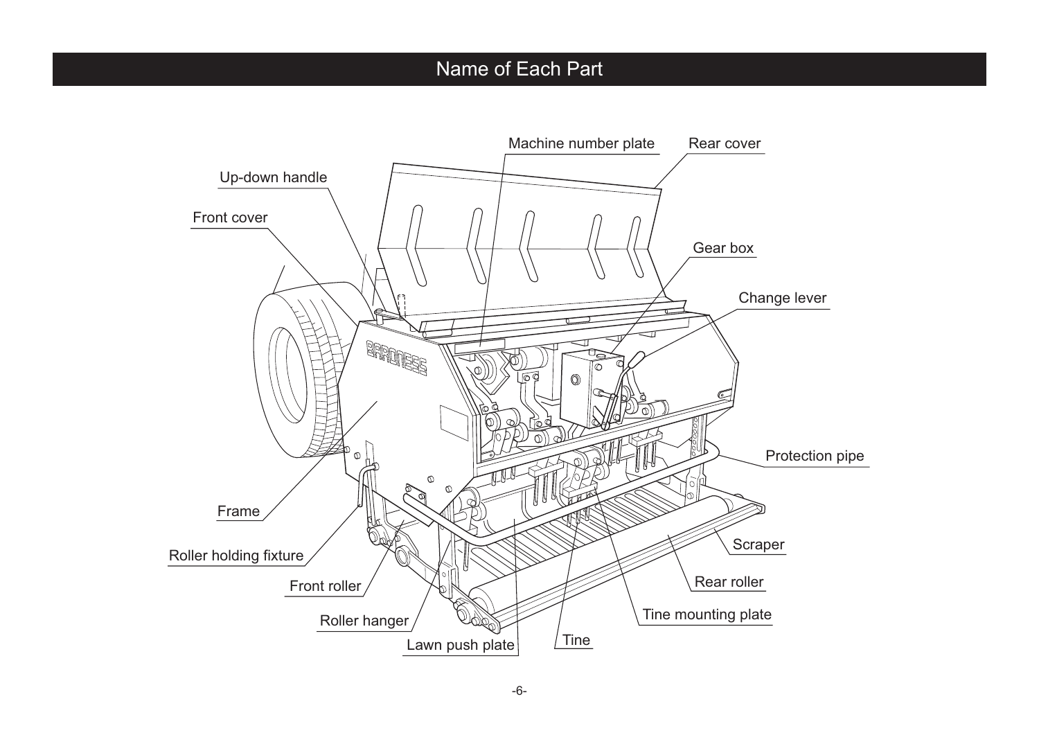# Name of Each Part

Machine number plate

Rear cover

Up-down handle

Front cover

Gear box

Change lever

Protection pipe

Frame

Roller holding fixture

Scraper

Front roller

Rear roller

Roller hanger

Tine mounting plate

Lawn push plate

Tine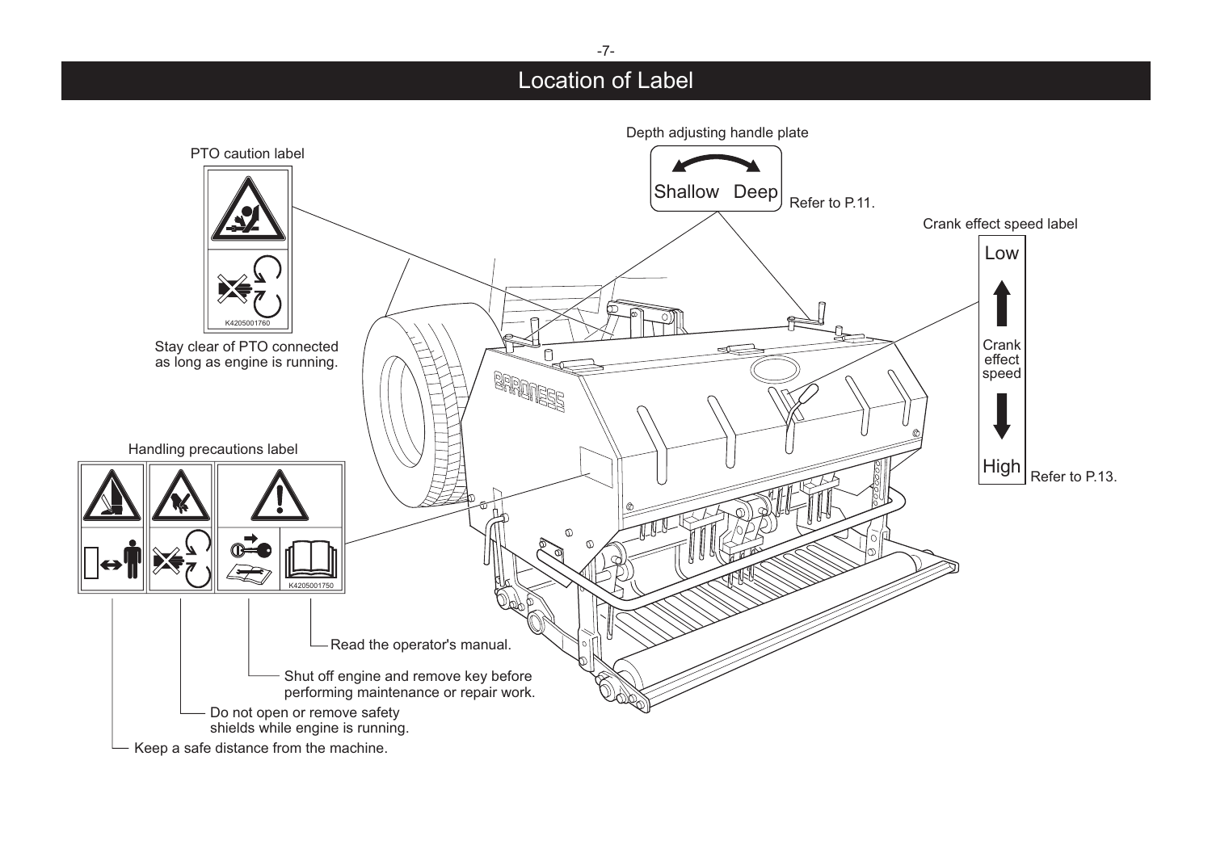# Location of Label

PTO caution label

K4205001760

Stay clear of PTO connected as long as engine is running.

Depth adjusting handle plate

Shallow Deep

Refer to P.11.

Crank effect speed label

Low

Crank effect speed

High

Refer to P.13.

Handling precautions label

K4205001750

- Read the operator's manual.
- Shut off engine and remove key before performing maintenance or repair work.
- Do not open or remove safety shields while engine is running.
- Keep a safe distance from the machine.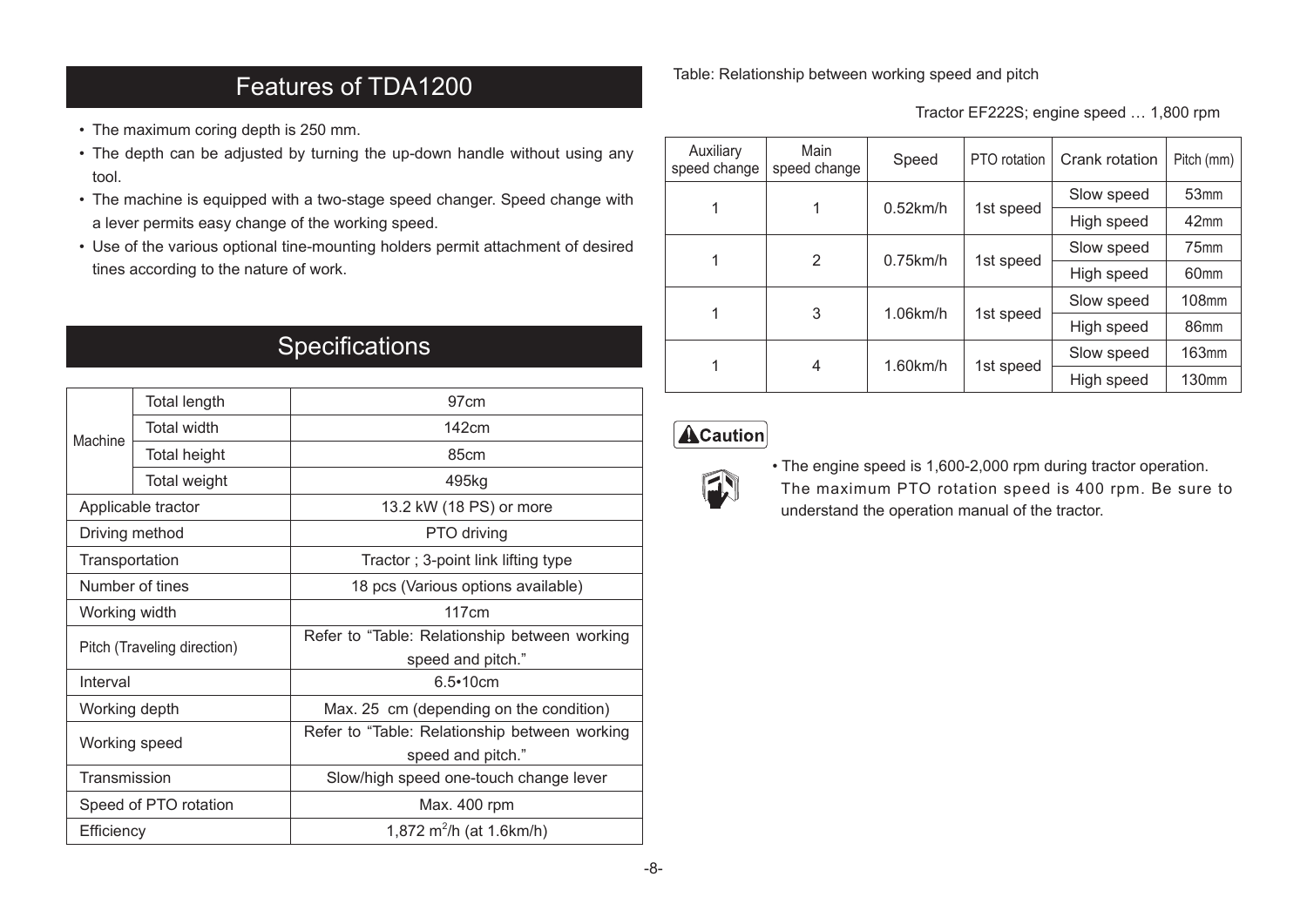## Features of TDA1200

- The maximum coring depth is 250 mm.
- The depth can be adjusted by turning the up-down handle without using any tool.
- The machine is equipped with a two-stage speed changer. Speed change with a lever permits easy change of the working speed.
- Use of the various optional tine-mounting holders permit attachment of desired tines according to the nature of work.

## Specifications

| | | |
|---|---|---|
| Machine | Total length | 97cm |
| | Total width | 142cm |
| | Total height | 85cm |
| | Total weight | 495kg |
| Applicable tractor | | 13.2 kW (18 PS) or more |
| Driving method | | PTO driving |
| Transportation | | Tractor ; 3-point link lifting type |
| Number of tines | | 18 pcs (Various options available) |
| Working width | | 117cm |
| Pitch (Traveling direction) | | Refer to "Table: Relationship between working speed and pitch." |
| Interval | | 6.5•10cm |
| Working depth | | Max. 25 cm (depending on the condition) |
| Working speed | | Refer to "Table: Relationship between working speed and pitch." |
| Transmission | | Slow/high speed one-touch change lever |
| Speed of PTO rotation | | Max. 400 rpm |
| Efficiency | | 1,872 $m^2$/h (at 1.6km/h) |

Table: Relationship between working speed and pitch

Tractor EF222S; engine speed … 1,800 rpm

| Auxiliary speed change | Main speed change | Speed | PTO rotation | Crank rotation | Pitch (mm) |
|---|---|---|---|---|---|
| 1 | 1 | 0.52km/h | 1st speed | Slow speed | 53mm |
| | | | | High speed | 42mm |
| 1 | 2 | 0.75km/h | 1st speed | Slow speed | 75mm |
| | | | | High speed | 60mm |
| 1 | 3 | 1.06km/h | 1st speed | Slow speed | 108mm |
| | | | | High speed | 86mm |
| 1 | 4 | 1.60km/h | 1st speed | Slow speed | 163mm |
| | | | | High speed | 130mm |

**Caution**

- The engine speed is 1,600-2,000 rpm during tractor operation. The maximum PTO rotation speed is 400 rpm. Be sure to understand the operation manual of the tractor.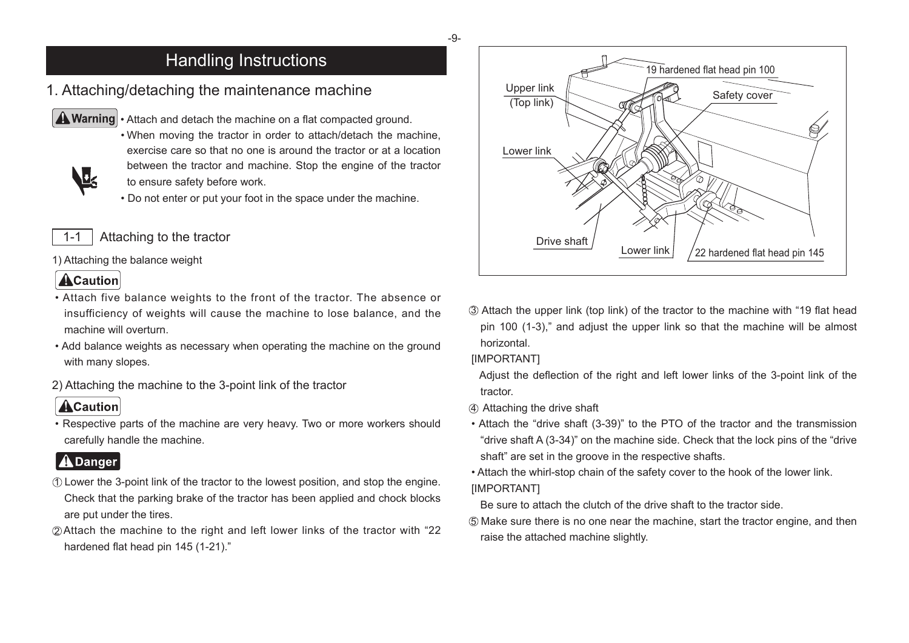# Handling Instructions

## 1. Attaching/detaching the maintenance machine

**⚠Warning**

- Attach and detach the machine on a flat compacted ground.
- When moving the tractor in order to attach/detach the machine, exercise care so that no one is around the tractor or at a location between the tractor and machine. Stop the engine of the tractor to ensure safety before work.
- Do not enter or put your foot in the space under the machine.

### 1-1 Attaching to the tractor

1) Attaching the balance weight

**⚠Caution**

- Attach five balance weights to the front of the tractor. The absence or insufficiency of weights will cause the machine to lose balance, and the machine will overturn.
- Add balance weights as necessary when operating the machine on the ground with many slopes.

2) Attaching the machine to the 3-point link of the tractor

**⚠Caution**

- Respective parts of the machine are very heavy. Two or more workers should carefully handle the machine.

**⚠Danger**

① Lower the 3-point link of the tractor to the lowest position, and stop the engine. Check that the parking brake of the tractor has been applied and chock blocks are put under the tires.

② Attach the machine to the right and left lower links of the tractor with "22 hardened flat head pin 145 (1-21)."

Upper link (Top link) / 19 hardened flat head pin 100 / Safety cover / Lower link / Drive shaft / Lower link / 22 hardened flat head pin 145

③ Attach the upper link (top link) of the tractor to the machine with "19 flat head pin 100 (1-3)," and adjust the upper link so that the machine will be almost horizontal.

[IMPORTANT]

Adjust the deflection of the right and left lower links of the 3-point link of the tractor.

④ Attaching the drive shaft

- Attach the "drive shaft (3-39)" to the PTO of the tractor and the transmission "drive shaft A (3-34)" on the machine side. Check that the lock pins of the "drive shaft" are set in the groove in the respective shafts.
- Attach the whirl-stop chain of the safety cover to the hook of the lower link.

[IMPORTANT]

Be sure to attach the clutch of the drive shaft to the tractor side.

⑤ Make sure there is no one near the machine, start the tractor engine, and then raise the attached machine slightly.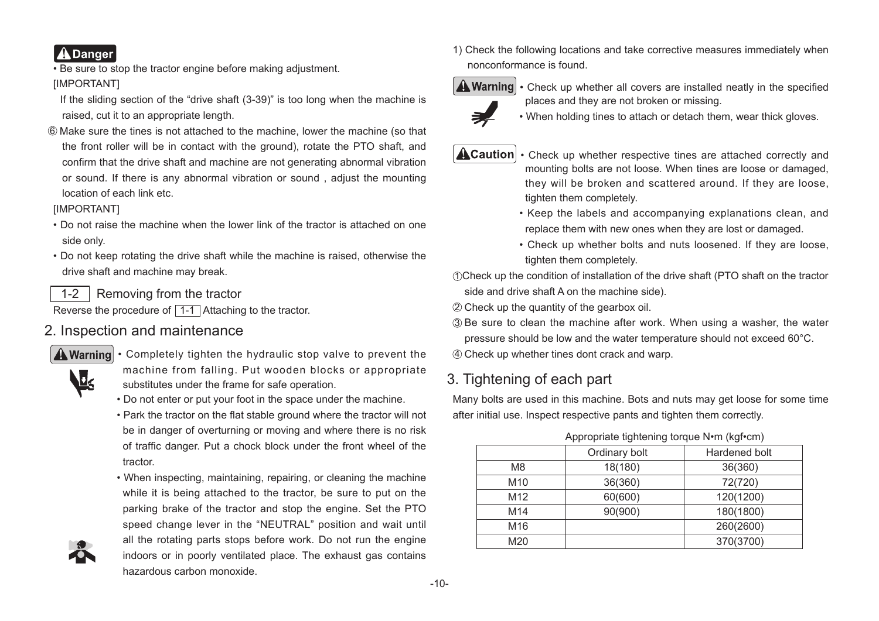**⚠ Danger**

- Be sure to stop the tractor engine before making adjustment.

[IMPORTANT]

If the sliding section of the "drive shaft (3-39)" is too long when the machine is raised, cut it to an appropriate length.

⑥ Make sure the tines is not attached to the machine, lower the machine (so that the front roller will be in contact with the ground), rotate the PTO shaft, and confirm that the drive shaft and machine are not generating abnormal vibration or sound. If there is any abnormal vibration or sound , adjust the mounting location of each link etc.

[IMPORTANT]

- Do not raise the machine when the lower link of the tractor is attached on one side only.
- Do not keep rotating the drive shaft while the machine is raised, otherwise the drive shaft and machine may break.

### 1-2 Removing from the tractor

Reverse the procedure of 1-1 Attaching to the tractor.

## 2. Inspection and maintenance

**⚠ Warning**

- Completely tighten the hydraulic stop valve to prevent the machine from falling. Put wooden blocks or appropriate substitutes under the frame for safe operation.
- Do not enter or put your foot in the space under the machine.
- Park the tractor on the flat stable ground where the tractor will not be in danger of overturning or moving and where there is no risk of traffic danger. Put a chock block under the front wheel of the tractor.
- When inspecting, maintaining, repairing, or cleaning the machine while it is being attached to the tractor, be sure to put on the parking brake of the tractor and stop the engine. Set the PTO speed change lever in the "NEUTRAL" position and wait until all the rotating parts stops before work. Do not run the engine indoors or in poorly ventilated place. The exhaust gas contains hazardous carbon monoxide.

1) Check the following locations and take corrective measures immediately when nonconformance is found.

**⚠ Warning**

- Check up whether all covers are installed neatly in the specified places and they are not broken or missing.
- When holding tines to attach or detach them, wear thick gloves.

**⚠ Caution**

- Check up whether respective tines are attached correctly and mounting bolts are not loose. When tines are loose or damaged, they will be broken and scattered around. If they are loose, tighten them completely.
- Keep the labels and accompanying explanations clean, and replace them with new ones when they are lost or damaged.
- Check up whether bolts and nuts loosened. If they are loose, tighten them completely.

① Check up the condition of installation of the drive shaft (PTO shaft on the tractor side and drive shaft A on the machine side).

② Check up the quantity of the gearbox oil.

③ Be sure to clean the machine after work. When using a washer, the water pressure should be low and the water temperature should not exceed 60°C.

④ Check up whether tines dont crack and warp.

## 3. Tightening of each part

Many bolts are used in this machine. Bots and nuts may get loose for some time after initial use. Inspect respective pants and tighten them correctly.

Appropriate tightening torque N•m (kgf•cm)

| | Ordinary bolt | Hardened bolt |
|---|---|---|
| M8 | 18(180) | 36(360) |
| M10 | 36(360) | 72(720) |
| M12 | 60(600) | 120(1200) |
| M14 | 90(900) | 180(1800) |
| M16 | | 260(2600) |
| M20 | | 370(3700) |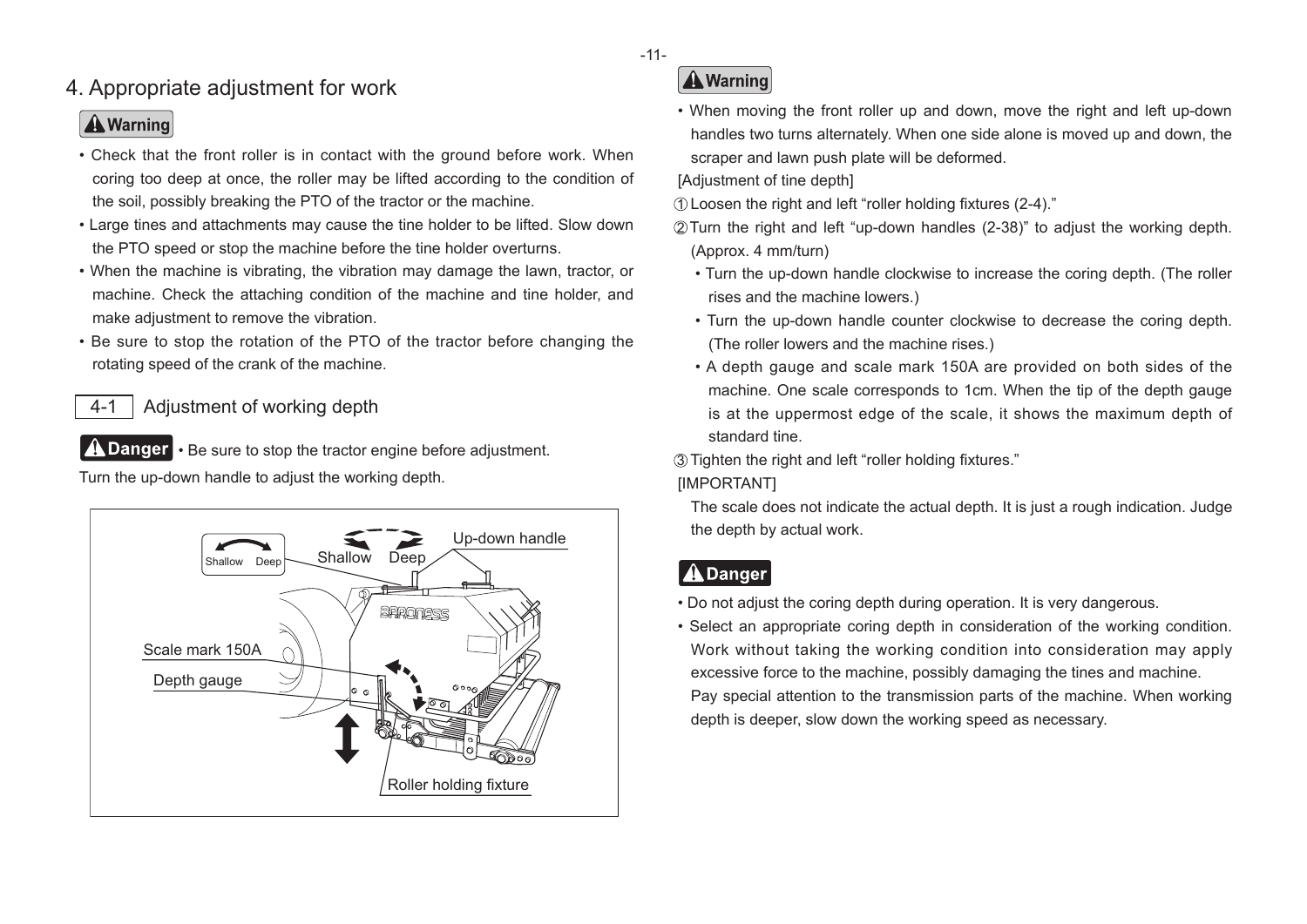# 4. Appropriate adjustment for work

**⚠ Warning**

- Check that the front roller is in contact with the ground before work. When coring too deep at once, the roller may be lifted according to the condition of the soil, possibly breaking the PTO of the tractor or the machine.
- Large tines and attachments may cause the tine holder to be lifted. Slow down the PTO speed or stop the machine before the tine holder overturns.
- When the machine is vibrating, the vibration may damage the lawn, tractor, or machine. Check the attaching condition of the machine and tine holder, and make adjustment to remove the vibration.
- Be sure to stop the rotation of the PTO of the tractor before changing the rotating speed of the crank of the machine.

## 4-1 Adjustment of working depth

**⚠ Danger** • Be sure to stop the tractor engine before adjustment.

Turn the up-down handle to adjust the working depth.

Shallow Deep

Shallow Deep

Up-down handle

Scale mark 150A

Depth gauge

Roller holding fixture

**⚠ Warning**

- When moving the front roller up and down, move the right and left up-down handles two turns alternately. When one side alone is moved up and down, the scraper and lawn push plate will be deformed.

[Adjustment of tine depth]

① Loosen the right and left "roller holding fixtures (2-4)."

② Turn the right and left "up-down handles (2-38)" to adjust the working depth. (Approx. 4 mm/turn)

- Turn the up-down handle clockwise to increase the coring depth. (The roller rises and the machine lowers.)
- Turn the up-down handle counter clockwise to decrease the coring depth. (The roller lowers and the machine rises.)
- A depth gauge and scale mark 150A are provided on both sides of the machine. One scale corresponds to 1cm. When the tip of the depth gauge is at the uppermost edge of the scale, it shows the maximum depth of standard tine.

③ Tighten the right and left "roller holding fixtures."

[IMPORTANT]

The scale does not indicate the actual depth. It is just a rough indication. Judge the depth by actual work.

**⚠ Danger**

- Do not adjust the coring depth during operation. It is very dangerous.
- Select an appropriate coring depth in consideration of the working condition. Work without taking the working condition into consideration may apply excessive force to the machine, possibly damaging the tines and machine.
  Pay special attention to the transmission parts of the machine. When working depth is deeper, slow down the working speed as necessary.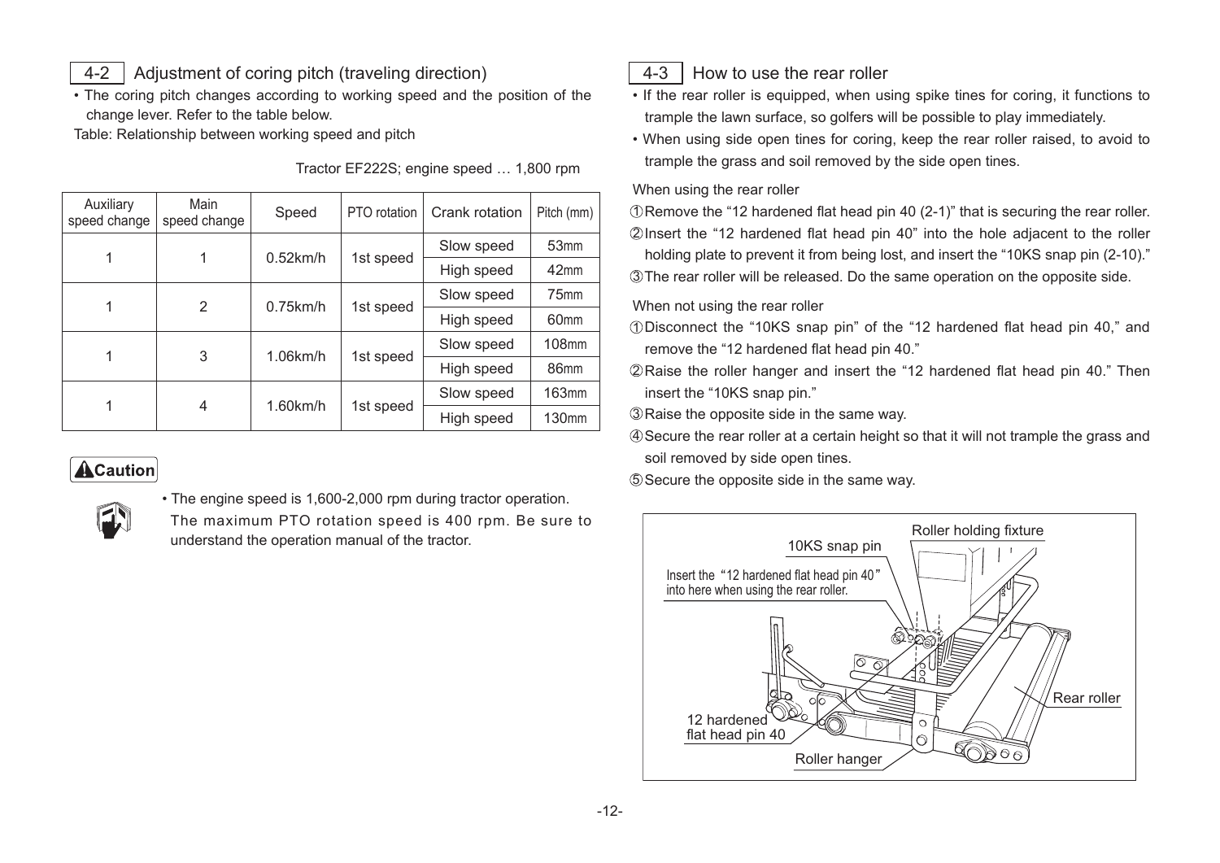## 4-2 Adjustment of coring pitch (traveling direction)

- The coring pitch changes according to working speed and the position of the change lever. Refer to the table below.

Table: Relationship between working speed and pitch

Tractor EF222S; engine speed … 1,800 rpm

| Auxiliary speed change | Main speed change | Speed | PTO rotation | Crank rotation | Pitch (mm) |
|---|---|---|---|---|---|
| 1 | 1 | 0.52km/h | 1st speed | Slow speed | 53mm |
| | | | | High speed | 42mm |
| 1 | 2 | 0.75km/h | 1st speed | Slow speed | 75mm |
| | | | | High speed | 60mm |
| 1 | 3 | 1.06km/h | 1st speed | Slow speed | 108mm |
| | | | | High speed | 86mm |
| 1 | 4 | 1.60km/h | 1st speed | Slow speed | 163mm |
| | | | | High speed | 130mm |

**⚠Caution**

- The engine speed is 1,600-2,000 rpm during tractor operation. The maximum PTO rotation speed is 400 rpm. Be sure to understand the operation manual of the tractor.

## 4-3 How to use the rear roller

- If the rear roller is equipped, when using spike tines for coring, it functions to trample the lawn surface, so golfers will be possible to play immediately.
- When using side open tines for coring, keep the rear roller raised, to avoid to trample the grass and soil removed by the side open tines.

When using the rear roller

① Remove the "12 hardened flat head pin 40 (2-1)" that is securing the rear roller.
② Insert the "12 hardened flat head pin 40" into the hole adjacent to the roller holding plate to prevent it from being lost, and insert the "10KS snap pin (2-10)."
③ The rear roller will be released. Do the same operation on the opposite side.

When not using the rear roller

① Disconnect the "10KS snap pin" of the "12 hardened flat head pin 40," and remove the "12 hardened flat head pin 40."
② Raise the roller hanger and insert the "12 hardened flat head pin 40." Then insert the "10KS snap pin."
③ Raise the opposite side in the same way.
④ Secure the rear roller at a certain height so that it will not trample the grass and soil removed by side open tines.
⑤ Secure the opposite side in the same way.

Roller holding fixture
10KS snap pin
Insert the "12 hardened flat head pin 40" into here when using the rear roller.
Rear roller
12 hardened flat head pin 40
Roller hanger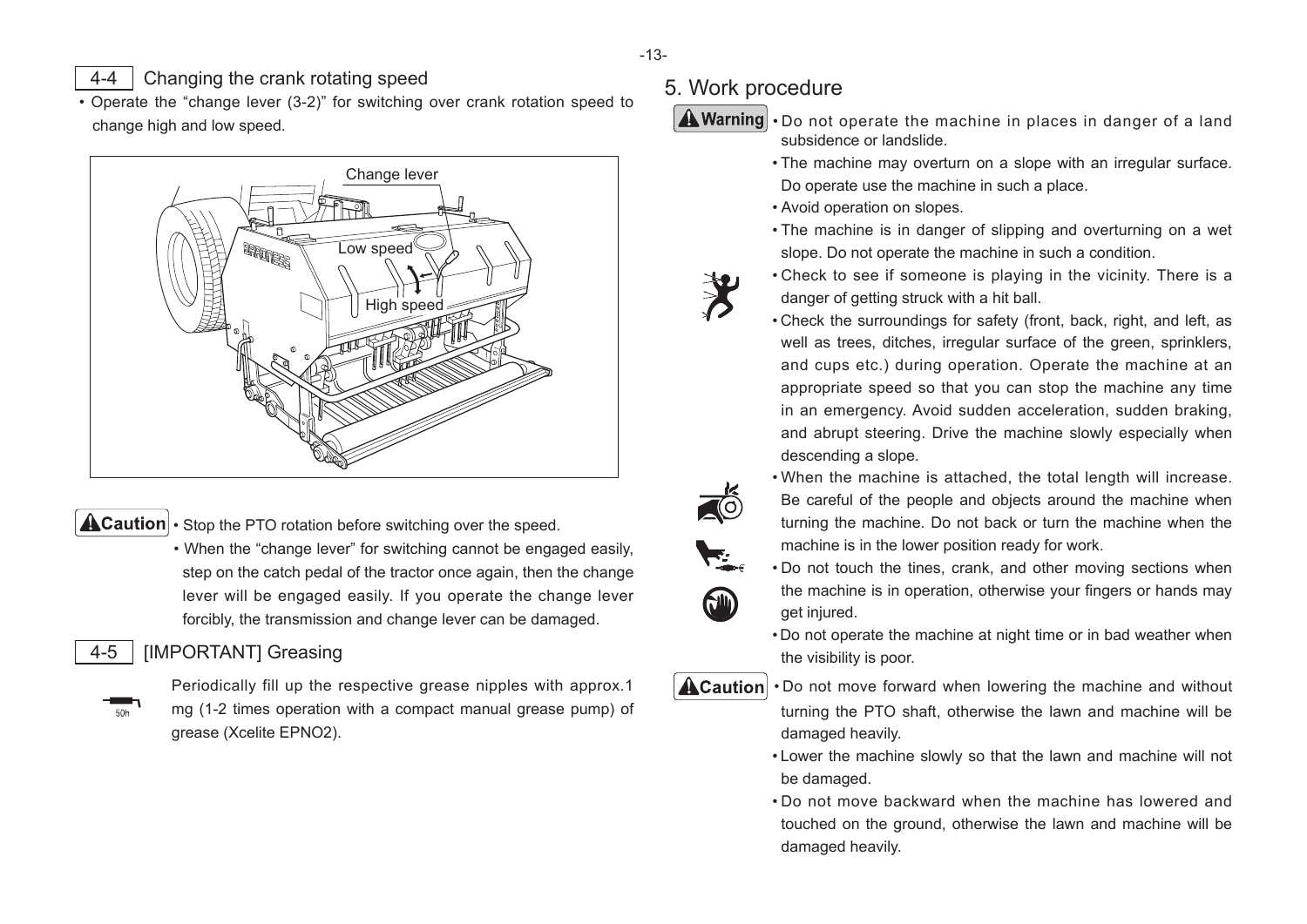## 4-4 Changing the crank rotating speed

- Operate the "change lever (3-2)" for switching over crank rotation speed to change high and low speed.

Change lever

Low speed

High speed

**Caution**

- Stop the PTO rotation before switching over the speed.
- When the "change lever" for switching cannot be engaged easily, step on the catch pedal of the tractor once again, then the change lever will be engaged easily. If you operate the change lever forcibly, the transmission and change lever can be damaged.

## 4-5 [IMPORTANT] Greasing

50h

Periodically fill up the respective grease nipples with approx.1 mg (1-2 times operation with a compact manual grease pump) of grease (Xcelite EPNO2).

# 5. Work procedure

**Warning**

- Do not operate the machine in places in danger of a land subsidence or landslide.
- The machine may overturn on a slope with an irregular surface. Do operate use the machine in such a place.
- Avoid operation on slopes.
- The machine is in danger of slipping and overturning on a wet slope. Do not operate the machine in such a condition.
- Check to see if someone is playing in the vicinity. There is a danger of getting struck with a hit ball.
- Check the surroundings for safety (front, back, right, and left, as well as trees, ditches, irregular surface of the green, sprinklers, and cups etc.) during operation. Operate the machine at an appropriate speed so that you can stop the machine any time in an emergency. Avoid sudden acceleration, sudden braking, and abrupt steering. Drive the machine slowly especially when descending a slope.
- When the machine is attached, the total length will increase. Be careful of the people and objects around the machine when turning the machine. Do not back or turn the machine when the machine is in the lower position ready for work.
- Do not touch the tines, crank, and other moving sections when the machine is in operation, otherwise your fingers or hands may get injured.
- Do not operate the machine at night time or in bad weather when the visibility is poor.

**Caution**

- Do not move forward when lowering the machine and without turning the PTO shaft, otherwise the lawn and machine will be damaged heavily.
- Lower the machine slowly so that the lawn and machine will not be damaged.
- Do not move backward when the machine has lowered and touched on the ground, otherwise the lawn and machine will be damaged heavily.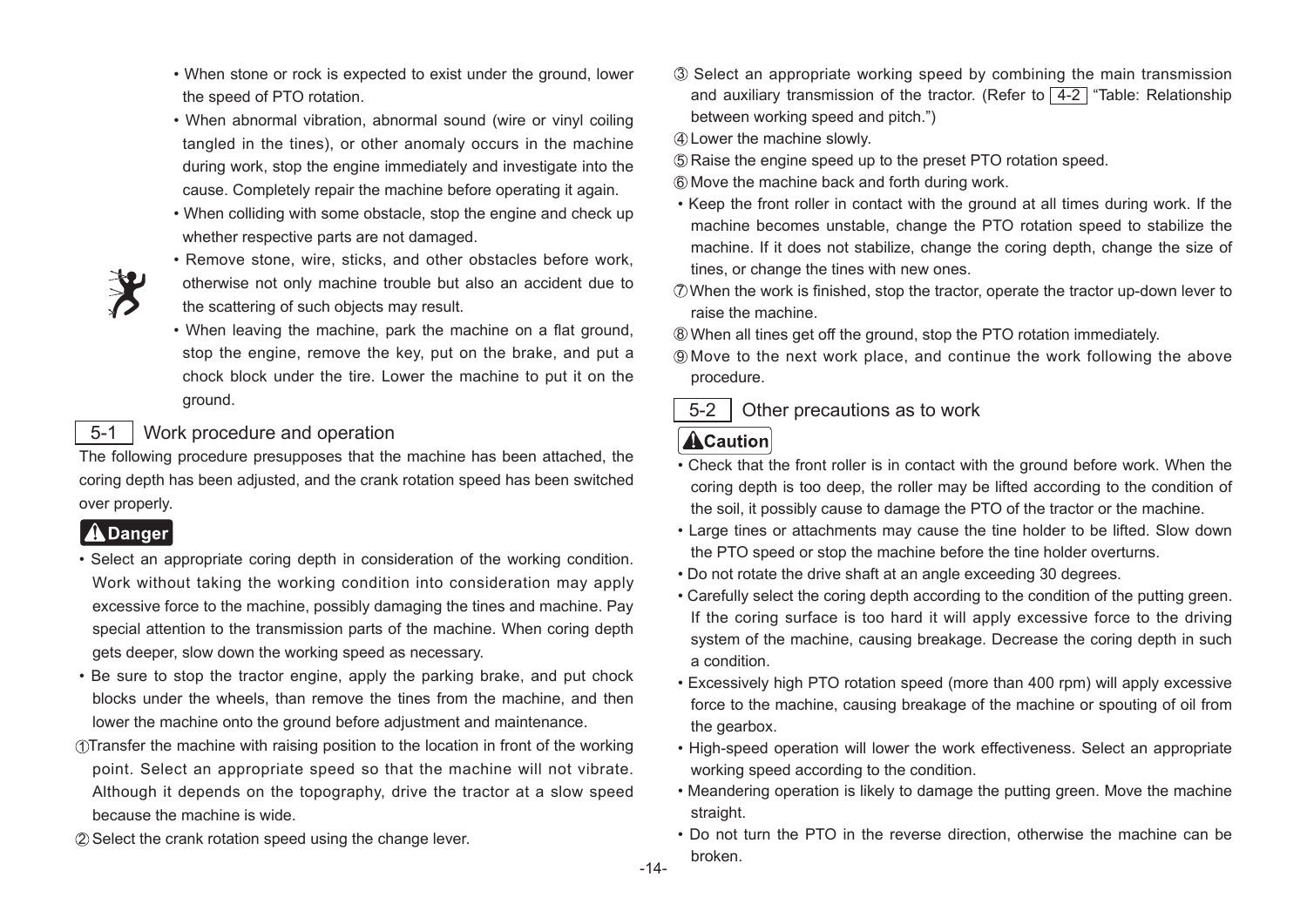- When stone or rock is expected to exist under the ground, lower the speed of PTO rotation.
- When abnormal vibration, abnormal sound (wire or vinyl coiling tangled in the tines), or other anomaly occurs in the machine during work, stop the engine immediately and investigate into the cause. Completely repair the machine before operating it again.
- When colliding with some obstacle, stop the engine and check up whether respective parts are not damaged.
- Remove stone, wire, sticks, and other obstacles before work, otherwise not only machine trouble but also an accident due to the scattering of such objects may result.
- When leaving the machine, park the machine on a flat ground, stop the engine, remove the key, put on the brake, and put a chock block under the tire. Lower the machine to put it on the ground.

## 5-1 Work procedure and operation

The following procedure presupposes that the machine has been attached, the coring depth has been adjusted, and the crank rotation speed has been switched over properly.

**⚠Danger**

- Select an appropriate coring depth in consideration of the working condition. Work without taking the working condition into consideration may apply excessive force to the machine, possibly damaging the tines and machine. Pay special attention to the transmission parts of the machine. When coring depth gets deeper, slow down the working speed as necessary.
- Be sure to stop the tractor engine, apply the parking brake, and put chock blocks under the wheels, than remove the tines from the machine, and then lower the machine onto the ground before adjustment and maintenance.

① Transfer the machine with raising position to the location in front of the working point. Select an appropriate speed so that the machine will not vibrate. Although it depends on the topography, drive the tractor at a slow speed because the machine is wide.

② Select the crank rotation speed using the change lever.

③ Select an appropriate working speed by combining the main transmission and auxiliary transmission of the tractor. (Refer to 4-2 "Table: Relationship between working speed and pitch.")

④ Lower the machine slowly.

⑤ Raise the engine speed up to the preset PTO rotation speed.

⑥ Move the machine back and forth during work.

- Keep the front roller in contact with the ground at all times during work. If the machine becomes unstable, change the PTO rotation speed to stabilize the machine. If it does not stabilize, change the coring depth, change the size of tines, or change the tines with new ones.

⑦ When the work is finished, stop the tractor, operate the tractor up-down lever to raise the machine.

⑧ When all tines get off the ground, stop the PTO rotation immediately.

⑨ Move to the next work place, and continue the work following the above procedure.

## 5-2 Other precautions as to work

**⚠Caution**

- Check that the front roller is in contact with the ground before work. When the coring depth is too deep, the roller may be lifted according to the condition of the soil, it possibly cause to damage the PTO of the tractor or the machine.
- Large tines or attachments may cause the tine holder to be lifted. Slow down the PTO speed or stop the machine before the tine holder overturns.
- Do not rotate the drive shaft at an angle exceeding 30 degrees.
- Carefully select the coring depth according to the condition of the putting green. If the coring surface is too hard it will apply excessive force to the driving system of the machine, causing breakage. Decrease the coring depth in such a condition.
- Excessively high PTO rotation speed (more than 400 rpm) will apply excessive force to the machine, causing breakage of the machine or spouting of oil from the gearbox.
- High-speed operation will lower the work effectiveness. Select an appropriate working speed according to the condition.
- Meandering operation is likely to damage the putting green. Move the machine straight.
- Do not turn the PTO in the reverse direction, otherwise the machine can be broken.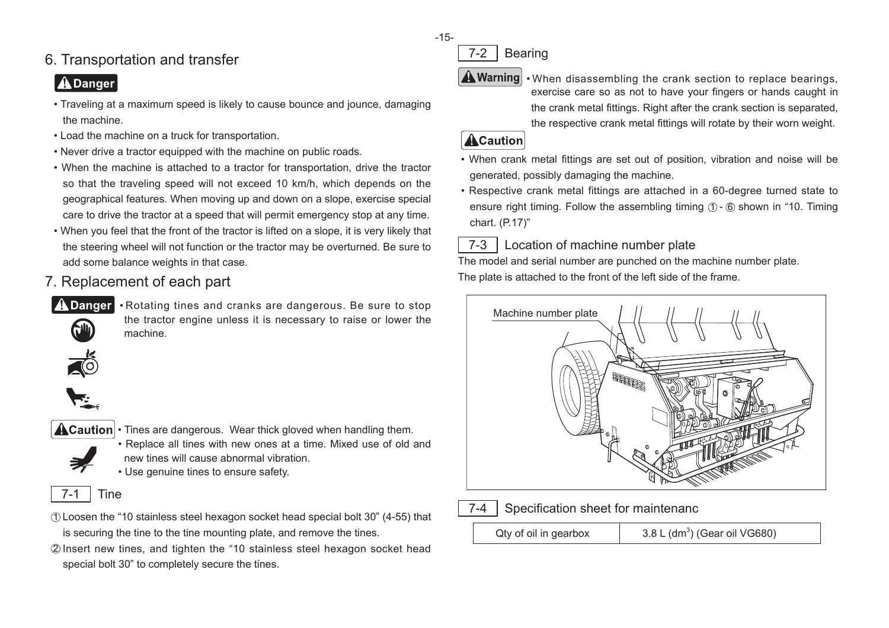## 6. Transportation and transfer

**Danger**

- Traveling at a maximum speed is likely to cause bounce and jounce, damaging the machine.
- Load the machine on a truck for transportation.
- Never drive a tractor equipped with the machine on public roads.
- When the machine is attached to a tractor for transportation, drive the tractor so that the traveling speed will not exceed 10 km/h, which depends on the geographical features. When moving up and down on a slope, exercise special care to drive the tractor at a speed that will permit emergency stop at any time.
- When you feel that the front of the tractor is lifted on a slope, it is very likely that the steering wheel will not function or the tractor may be overturned. Be sure to add some balance weights in that case.

## 7. Replacement of each part

**Danger**

- Rotating tines and cranks are dangerous. Be sure to stop the tractor engine unless it is necessary to raise or lower the machine.

**Caution**

- Tines are dangerous. Wear thick gloved when handling them.
- Replace all tines with new ones at a time. Mixed use of old and new tines will cause abnormal vibration.
- Use genuine tines to ensure safety.

### 7-1 Tine

① Loosen the "10 stainless steel hexagon socket head special bolt 30" (4-55) that is securing the tine to the tine mounting plate, and remove the tines.

② Insert new tines, and tighten the "10 stainless steel hexagon socket head special bolt 30" to completely secure the tines.

### 7-2 Bearing

**Warning**

- When disassembling the crank section to replace bearings, exercise care so as not to have your fingers or hands caught in the crank metal fittings. Right after the crank section is separated, the respective crank metal fittings will rotate by their worn weight.

**Caution**

- When crank metal fittings are set out of position, vibration and noise will be generated, possibly damaging the machine.
- Respective crank metal fittings are attached in a 60-degree turned state to ensure right timing. Follow the assembling timing ① - ⑥ shown in "10. Timing chart. (P.17)"

### 7-3 Location of machine number plate

The model and serial number are punched on the machine number plate.
The plate is attached to the front of the left side of the frame.

Machine number plate

### 7-4 Specification sheet for maintenanc

| Qty of oil in gearbox | 3.8 L ($dm^3$) (Gear oil VG680) |
|---|---|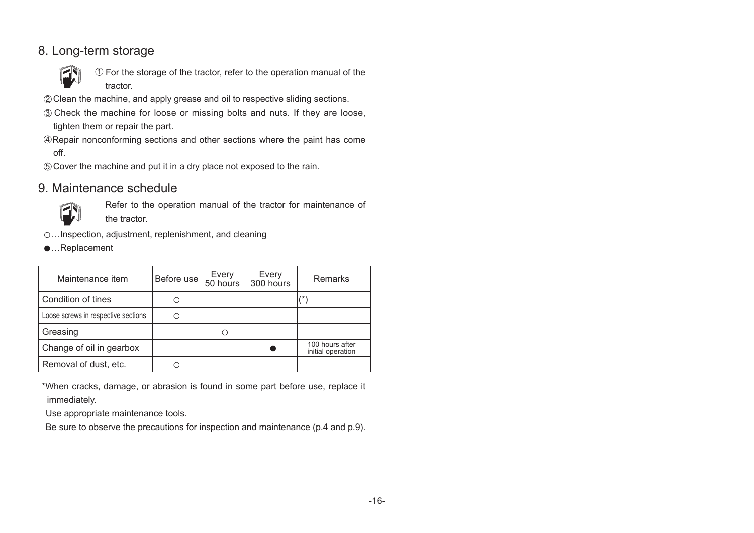## 8. Long-term storage

① For the storage of the tractor, refer to the operation manual of the tractor.

② Clean the machine, and apply grease and oil to respective sliding sections.

③ Check the machine for loose or missing bolts and nuts. If they are loose, tighten them or repair the part.

④ Repair nonconforming sections and other sections where the paint has come off.

⑤ Cover the machine and put it in a dry place not exposed to the rain.

## 9. Maintenance schedule

Refer to the operation manual of the tractor for maintenance of the tractor.

○…Inspection, adjustment, replenishment, and cleaning

●…Replacement

| Maintenance item | Before use | Every 50 hours | Every 300 hours | Remarks |
|---|---|---|---|---|
| Condition of tines | ○ | | | (*) |
| Loose screws in respective sections | ○ | | | |
| Greasing | | ○ | | |
| Change of oil in gearbox | | | ● | 100 hours after initial operation |
| Removal of dust, etc. | ○ | | | |

*When cracks, damage, or abrasion is found in some part before use, replace it immediately.

Use appropriate maintenance tools.

Be sure to observe the precautions for inspection and maintenance (p.4 and p.9).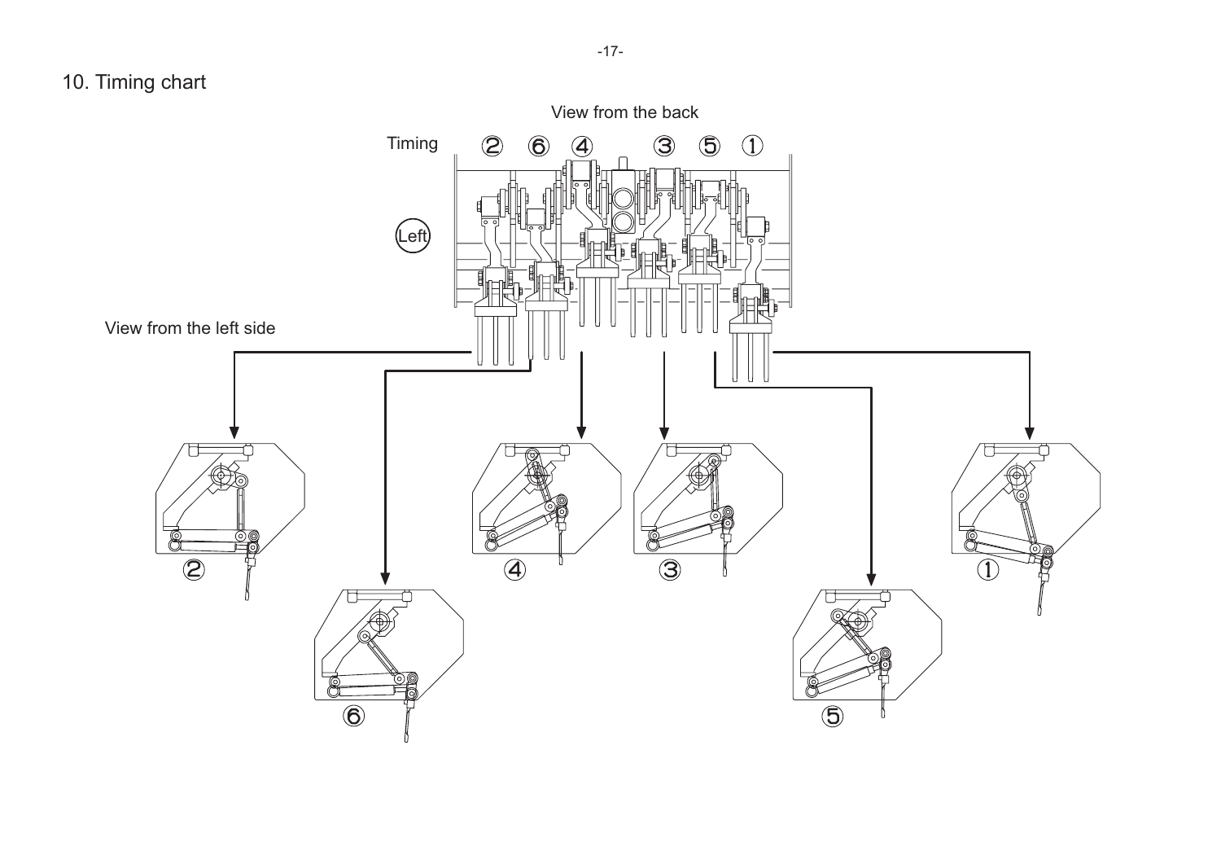## 10. Timing chart

View from the back

Timing ② ⑥ ④ ③ ⑤ ①

Left

View from the left side

② ⑥ ④ ③ ⑤ ①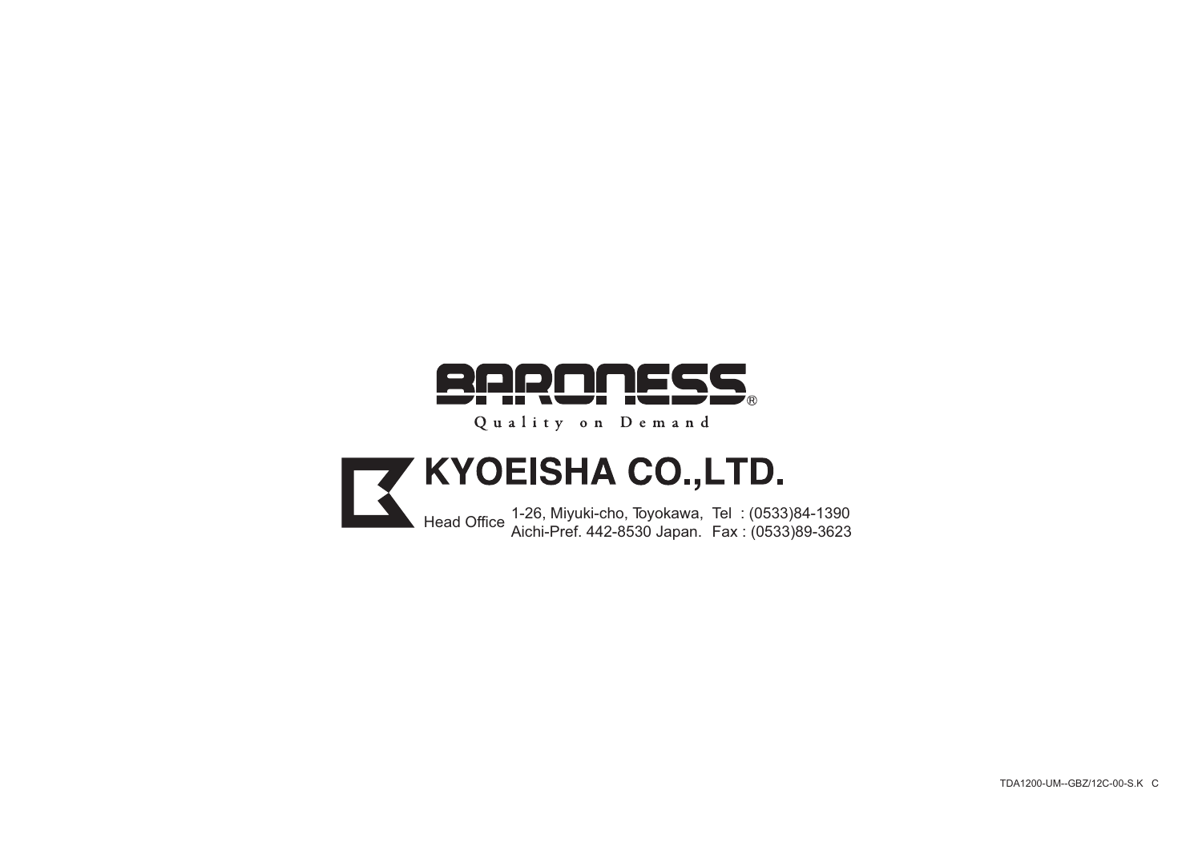BARONESS®

Quality on Demand

# KYOEISHA CO.,LTD.

Head Office 1-26, Miyuki-cho, Toyokawa, Aichi-Pref. 442-8530 Japan. Tel : (0533)84-1390 Fax : (0533)89-3623

TDA1200-UM--GBZ/12C-00-S.K C